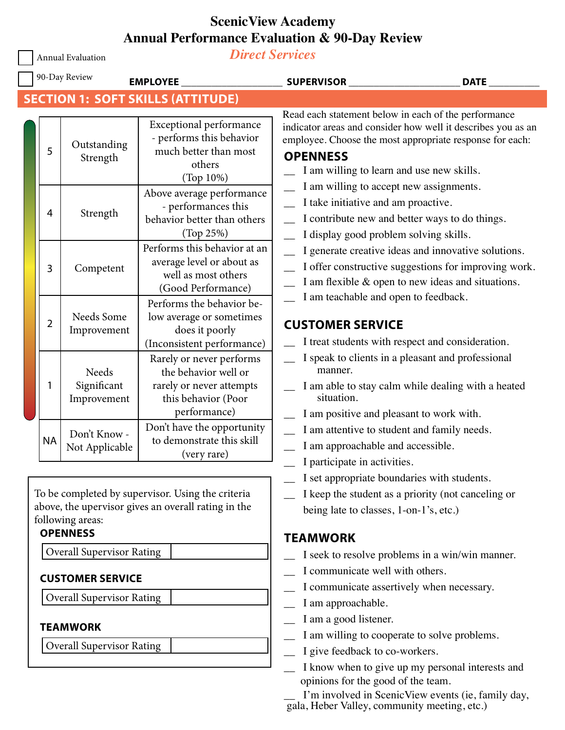# ScenicView Academy
## Annual Performance Evaluation & 90-Day Review
### *Direct Services*

☐ Annual Evaluation

☐ 90-Day Review

**EMPLOYEE** ___________________ **SUPERVISOR** ____________________ **DATE** _________

## SECTION 1: SOFT SKILLS (ATTITUDE)

| | | |
|---|---|---|
| 5 | Outstanding Strength | Exceptional performance - performs this behavior much better than most others (Top 10%) |
| 4 | Strength | Above average performance - performances this behavior better than others (Top 25%) |
| 3 | Competent | Performs this behavior at an average level or about as well as most others (Good Performance) |
| 2 | Needs Some Improvement | Performs the behavior below average or sometimes does it poorly (Inconsistent performance) |
| 1 | Needs Significant Improvement | Rarely or never performs the behavior well or rarely or never attempts this behavior (Poor performance) |
| NA | Don't Know - Not Applicable | Don't have the opportunity to demonstrate this skill (very rare) |

To be completed by supervisor. Using the criteria above, the upervisor gives an overall rating in the following areas:

**OPENNESS**

| Overall Supervisor Rating | |
|---|---|

**CUSTOMER SERVICE**

| Overall Supervisor Rating | |
|---|---|

**TEAMWORK**

| Overall Supervisor Rating | |
|---|---|

Read each statement below in each of the performance indicator areas and consider how well it describes you as an employee. Choose the most appropriate response for each:

### OPENNESS

__ I am willing to learn and use new skills.
__ I am willing to accept new assignments.
__ I take initiative and am proactive.
__ I contribute new and better ways to do things.
__ I display good problem solving skills.
__ I generate creative ideas and innovative solutions.
__ I offer constructive suggestions for improving work.
__ I am flexible & open to new ideas and situations.
__ I am teachable and open to feedback.

### CUSTOMER SERVICE

__ I treat students with respect and consideration.
__ I speak to clients in a pleasant and professional manner.
__ I am able to stay calm while dealing with a heated situation.
__ I am positive and pleasant to work with.
__ I am attentive to student and family needs.
__ I am approachable and accessible.
__ I participate in activities.
__ I set appropriate boundaries with students.
__ I keep the student as a priority (not canceling or being late to classes, 1-on-1's, etc.)

### TEAMWORK

__ I seek to resolve problems in a win/win manner.
__ I communicate well with others.
__ I communicate assertively when necessary.
__ I am approachable.
__ I am a good listener.
__ I am willing to cooperate to solve problems.
__ I give feedback to co-workers.
__ I know when to give up my personal interests and opinions for the good of the team.
__ I'm involved in ScenicView events (ie, family day, gala, Heber Valley, community meeting, etc.)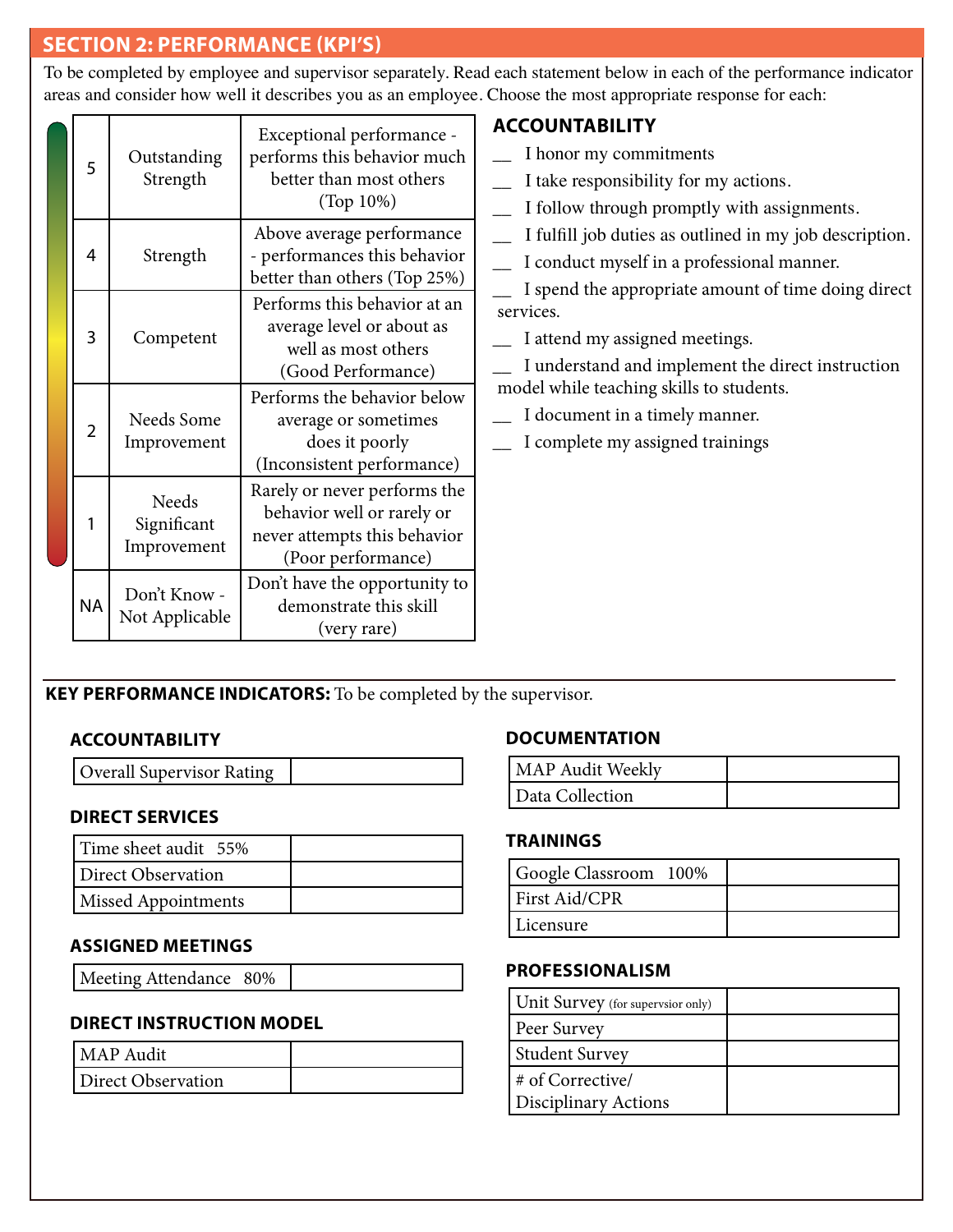## SECTION 2: PERFORMANCE (KPI'S)

To be completed by employee and supervisor separately. Read each statement below in each of the performance indicator areas and consider how well it describes you as an employee. Choose the most appropriate response for each:

| | | |
|---|---|---|
| 5 | Outstanding Strength | Exceptional performance - performs this behavior much better than most others (Top 10%) |
| 4 | Strength | Above average performance - performances this behavior better than others (Top 25%) |
| 3 | Competent | Performs this behavior at an average level or about as well as most others (Good Performance) |
| 2 | Needs Some Improvement | Performs the behavior below average or sometimes does it poorly (Inconsistent performance) |
| 1 | Needs Significant Improvement | Rarely or never performs the behavior well or rarely or never attempts this behavior (Poor performance) |
| NA | Don't Know - Not Applicable | Don't have the opportunity to demonstrate this skill (very rare) |

### ACCOUNTABILITY

__ I honor my commitments

__ I take responsibility for my actions.

__ I follow through promptly with assignments.

__ I fulfill job duties as outlined in my job description.

__ I conduct myself in a professional manner.

__ I spend the appropriate amount of time doing direct services.

__ I attend my assigned meetings.

__ I understand and implement the direct instruction model while teaching skills to students.

__ I document in a timely manner.

__ I complete my assigned trainings

---

**KEY PERFORMANCE INDICATORS:** To be completed by the supervisor.

### ACCOUNTABILITY

| | |
|---|---|
| Overall Supervisor Rating | |

### DIRECT SERVICES

| | |
|---|---|
| Time sheet audit 55% | |
| Direct Observation | |
| Missed Appointments | |

### ASSIGNED MEETINGS

| | |
|---|---|
| Meeting Attendance 80% | |

### DIRECT INSTRUCTION MODEL

| | |
|---|---|
| MAP Audit | |
| Direct Observation | |

### DOCUMENTATION

| | |
|---|---|
| MAP Audit Weekly | |
| Data Collection | |

### TRAININGS

| | |
|---|---|
| Google Classroom 100% | |
| First Aid/CPR | |
| Licensure | |

### PROFESSIONALISM

| | |
|---|---|
| Unit Survey (for supervsior only) | |
| Peer Survey | |
| Student Survey | |
| # of Corrective/ Disciplinary Actions | |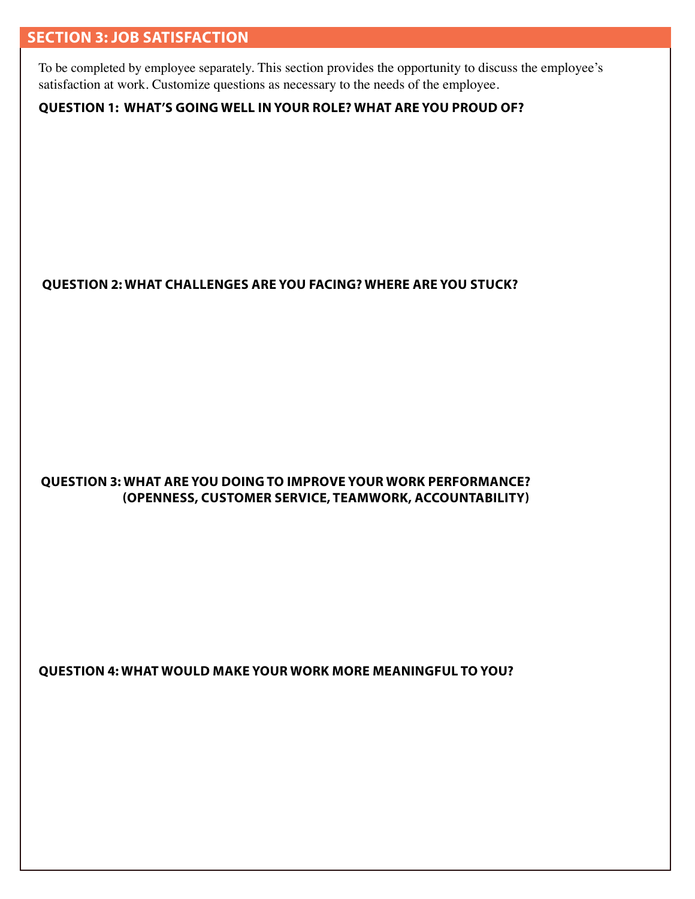## SECTION 3: JOB SATISFACTION

To be completed by employee separately. This section provides the opportunity to discuss the employee's satisfaction at work. Customize questions as necessary to the needs of the employee.

**QUESTION 1: WHAT'S GOING WELL IN YOUR ROLE? WHAT ARE YOU PROUD OF?**

**QUESTION 2: WHAT CHALLENGES ARE YOU FACING? WHERE ARE YOU STUCK?**

**QUESTION 3: WHAT ARE YOU DOING TO IMPROVE YOUR WORK PERFORMANCE? (OPENNESS, CUSTOMER SERVICE, TEAMWORK, ACCOUNTABILITY)**

**QUESTION 4: WHAT WOULD MAKE YOUR WORK MORE MEANINGFUL TO YOU?**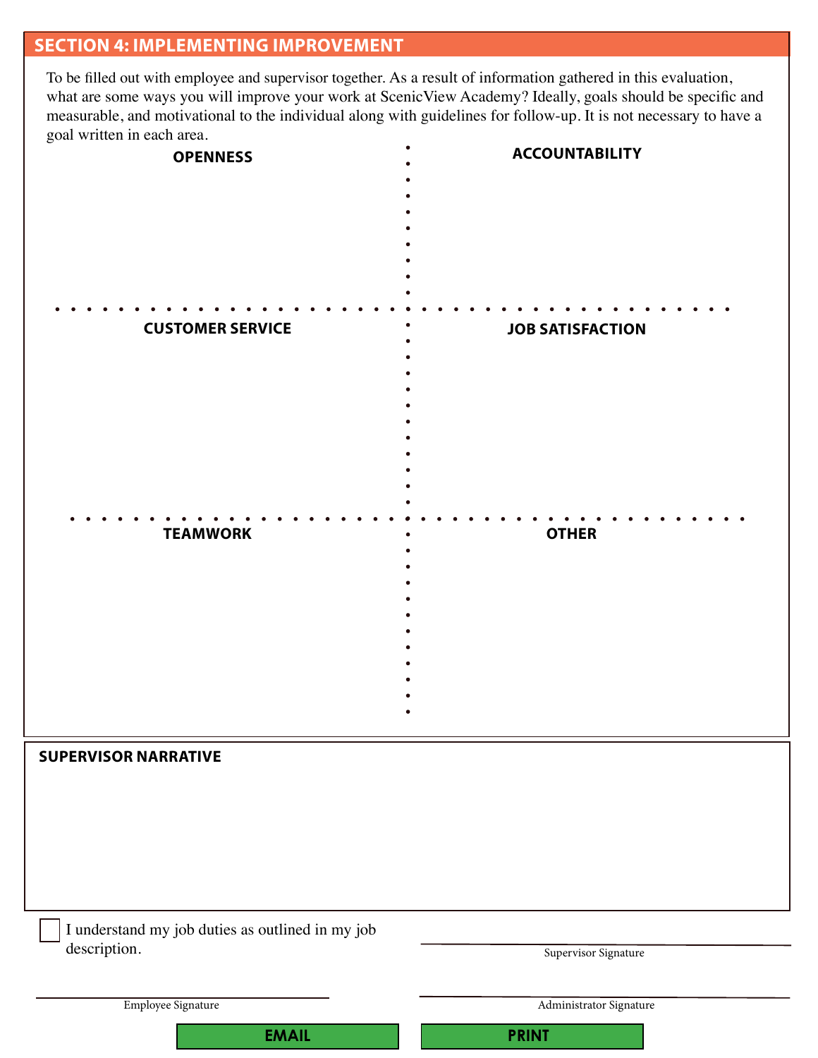## SECTION 4: IMPLEMENTING IMPROVEMENT

To be filled out with employee and supervisor together. As a result of information gathered in this evaluation, what are some ways you will improve your work at ScenicView Academy? Ideally, goals should be specific and measurable, and motivational to the individual along with guidelines for follow-up. It is not necessary to have a goal written in each area.

**OPENNESS**

**ACCOUNTABILITY**

**CUSTOMER SERVICE**

**JOB SATISFACTION**

**TEAMWORK**

**OTHER**

**SUPERVISOR NARRATIVE**

☐ I understand my job duties as outlined in my job description.

Supervisor Signature

Employee Signature

Administrator Signature

**EMAIL** **PRINT**